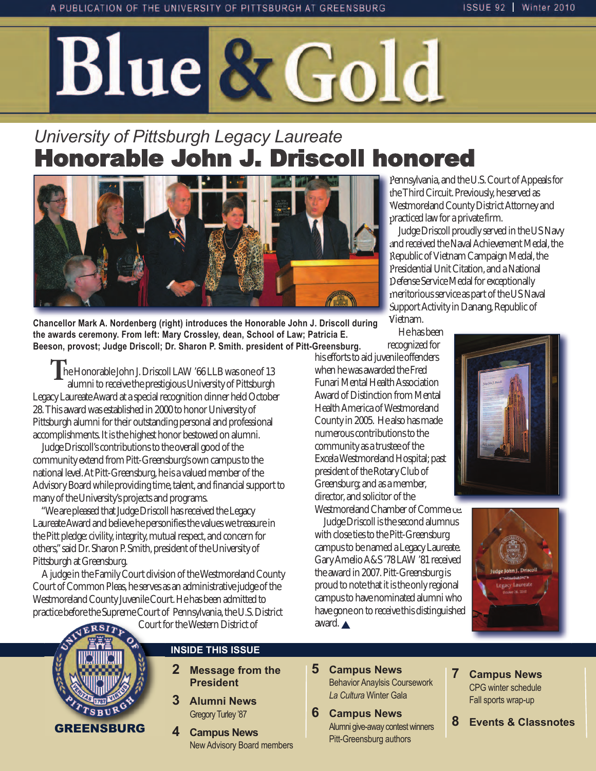A PUBLICATION OF THE UNIVERSITY OF PITTSBURGH AT GREENSBURG

ISSUE 92 | Winter 2010

# Blue & Gold

*University of Pittsburgh Legacy Laureate*

## Honorable John J. Driscoll honored

**Chancellor Mark A. Nordenberg (right) introduces the Honorable John J. Driscoll during the awards ceremony. From left: Mary Crossley, dean, School of Law; Patricia E. Beeson, provost; Judge Driscoll; Dr. Sharon P. Smith. president of Pitt-Greensburg.**

The Honorable John J. Driscoll LAW '66 LLB was one of 13 alumni to receive the prestigious University of Pittsburgh Legacy Laureate Award at a special recognition dinner held October 28. This award was established in 2000 to honor University of Pittsburgh alumni for their outstanding personal and professional accomplishments. It is the highest honor bestowed on alumni.

Judge Driscoll's contributions to the overall good of the community extend from Pitt-Greensburg's own campus to the national level. At Pitt-Greensburg, he is a valued member of the Advisory Board while providing time, talent, and financial support to many of the University's projects and programs.

"We are pleased that Judge Driscoll has received the Legacy Laureate Award and believe he personifies the values we treasure in the Pitt pledge: civility, integrity, mutual respect, and concern for others," said Dr. Sharon P. Smith, president of the University of Pittsburgh at Greensburg.

A judge in the Family Court division of the Westmoreland County Court of Common Pleas, he serves as an administrative judge of the Westmoreland County Juvenile Court. He has been admitted to practice before the Supreme Court of Pennsylvania, the U.S. District Court for the Western District of Pennsylvania, and the U.S. Court of Appeals for the Third Circuit. Previously, he served as Westmoreland County District Attorney and practiced law for a private firm.

Judge Driscoll proudly served in the US Navy and received the Naval Achievement Medal, the Republic of Vietnam Campaign Medal, the Presidential Unit Citation, and a National Defense Service Medal for exceptionally meritorious service as part of the US Naval Support Activity in Danang, Republic of Vietnam.

He has been recognized for his efforts to aid juvenile offenders when he was awarded the Fred Funari Mental Health Association Award of Distinction from Mental Health America of Westmoreland County in 2005. He also has made numerous contributions to the community as a trustee of the Excela Westmoreland Hospital; past president of the Rotary Club of Greensburg; and as a member, director, and solicitor of the Westmoreland Chamber of Commerce.

Judge Driscoll is the second alumnus with close ties to the Pitt-Greensburg campus to be named a Legacy Laureate. Gary Amelio A&S '78 LAW '81 received the award in 2007. Pitt-Greensburg is proud to note that it is the only regional campus to have nominated alumni who have gone on to receive this distinguished award. ▲

GREENSBURG

### INSIDE THIS ISSUE

- **2 Message from the President**
- **3 Alumni News** — Gregory Turley '87
- **4 Campus News** — New Advisory Board members
- **5 Campus News** — Behavior Anaylsis Coursework; *La Cultura* Winter Gala
- **6 Campus News** — Alumni give-away contest winners; Pitt-Greensburg authors
- **7 Campus News** — CPG winter schedule; Fall sports wrap-up
- **8 Events & Classnotes**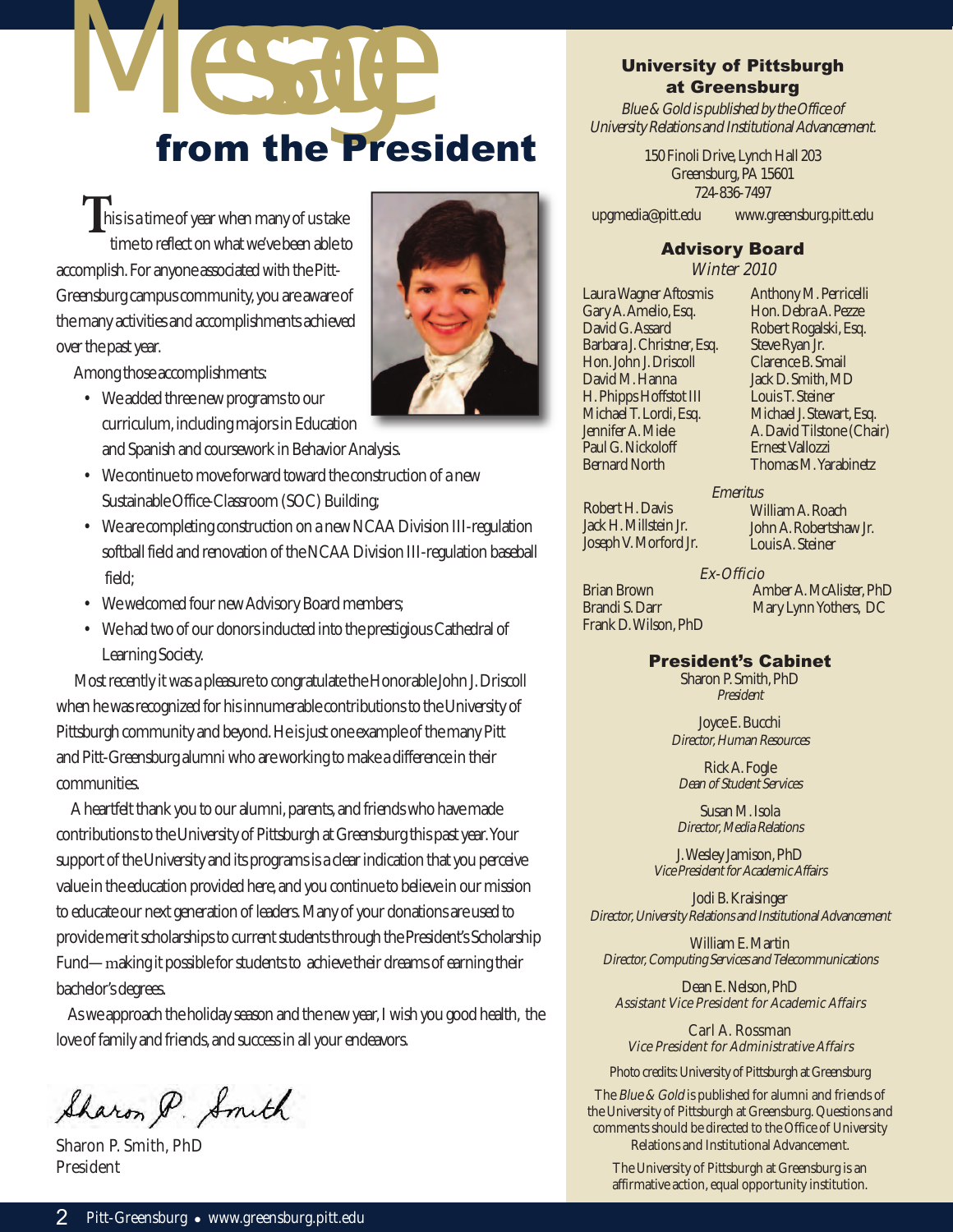# Message from the President

This is a time of year when many of us take time to reflect on what we've been able to accomplish. For anyone associated with the Pitt-Greensburg campus community, you are aware of the many activities and accomplishments achieved over the past year.

Among those accomplishments:

- We added three new programs to our curriculum, including majors in Education and Spanish and coursework in Behavior Analysis.
- We continue to move forward toward the construction of a new Sustainable Office-Classroom (SOC) Building;
- We are completing construction on a new NCAA Division III-regulation softball field and renovation of the NCAA Division III-regulation baseball field;
- We welcomed four new Advisory Board members;
- We had two of our donors inducted into the prestigious Cathedral of Learning Society.

Most recently it was a pleasure to congratulate the Honorable John J. Driscoll when he was recognized for his innumerable contributions to the University of Pittsburgh community and beyond. He is just one example of the many Pitt and Pitt-Greensburg alumni who are working to make a difference in their communities.

A heartfelt thank you to our alumni, parents, and friends who have made contributions to the University of Pittsburgh at Greensburg this past year. Your support of the University and its programs is a clear indication that you perceive value in the education provided here, and you continue to believe in our mission to educate our next generation of leaders. Many of your donations are used to provide merit scholarships to current students through the President's Scholarship Fund—making it possible for students to achieve their dreams of earning their bachelor's degrees.

As we approach the holiday season and the new year, I wish you good health, the love of family and friends, and success in all your endeavors.

Sharon P. Smith

Sharon P. Smith, PhD
President

---

### University of Pittsburgh at Greensburg

*Blue & Gold is published by the Office of University Relations and Institutional Advancement.*

150 Finoli Drive, Lynch Hall 203
Greensburg, PA 15601
724-836-7497

upgmedia@pitt.edu www.greensburg.pitt.edu

### Advisory Board

*Winter 2010*

Laura Wagner Aftosmis
Gary A. Amelio, Esq.
David G. Assard
Barbara J. Christner, Esq.
Hon. John J. Driscoll
David M. Hanna
H. Phipps Hoffstot III
Michael T. Lordi, Esq.
Jennifer A. Miele
Paul G. Nickoloff
Bernard North
Anthony M. Perricelli
Hon. Debra A. Pezze
Robert Rogalski, Esq.
Steve Ryan Jr.
Clarence B. Smail
Jack D. Smith, MD
Louis T. Steiner
Michael J. Stewart, Esq.
A. David Tilstone (Chair)
Ernest Vallozzi
Thomas M. Yarabinetz

*Emeritus*

Robert H. Davis
Jack H. Millstein Jr.
Joseph V. Morford Jr.
William A. Roach
John A. Robertshaw Jr.
Louis A. Steiner

*Ex-Officio*

Brian Brown
Brandi S. Darr
Frank D. Wilson, PhD
Amber A. McAlister, PhD
Mary Lynn Yothers, DC

### President's Cabinet

Sharon P. Smith, PhD
*President*

Joyce E. Bucchi
*Director, Human Resources*

Rick A. Fogle
*Dean of Student Services*

Susan M. Isola
*Director, Media Relations*

J. Wesley Jamison, PhD
*Vice President for Academic Affairs*

Jodi B. Kraisinger
*Director, University Relations and Institutional Advancement*

William E. Martin
*Director, Computing Services and Telecommunications*

Dean E. Nelson, PhD
*Assistant Vice President for Academic Affairs*

Carl A. Rossman
*Vice President for Administrative Affairs*

Photo credits: University of Pittsburgh at Greensburg

The *Blue & Gold* is published for alumni and friends of the University of Pittsburgh at Greensburg. Questions and comments should be directed to the Office of University Relations and Institutional Advancement.

The University of Pittsburgh at Greensburg is an affirmative action, equal opportunity institution.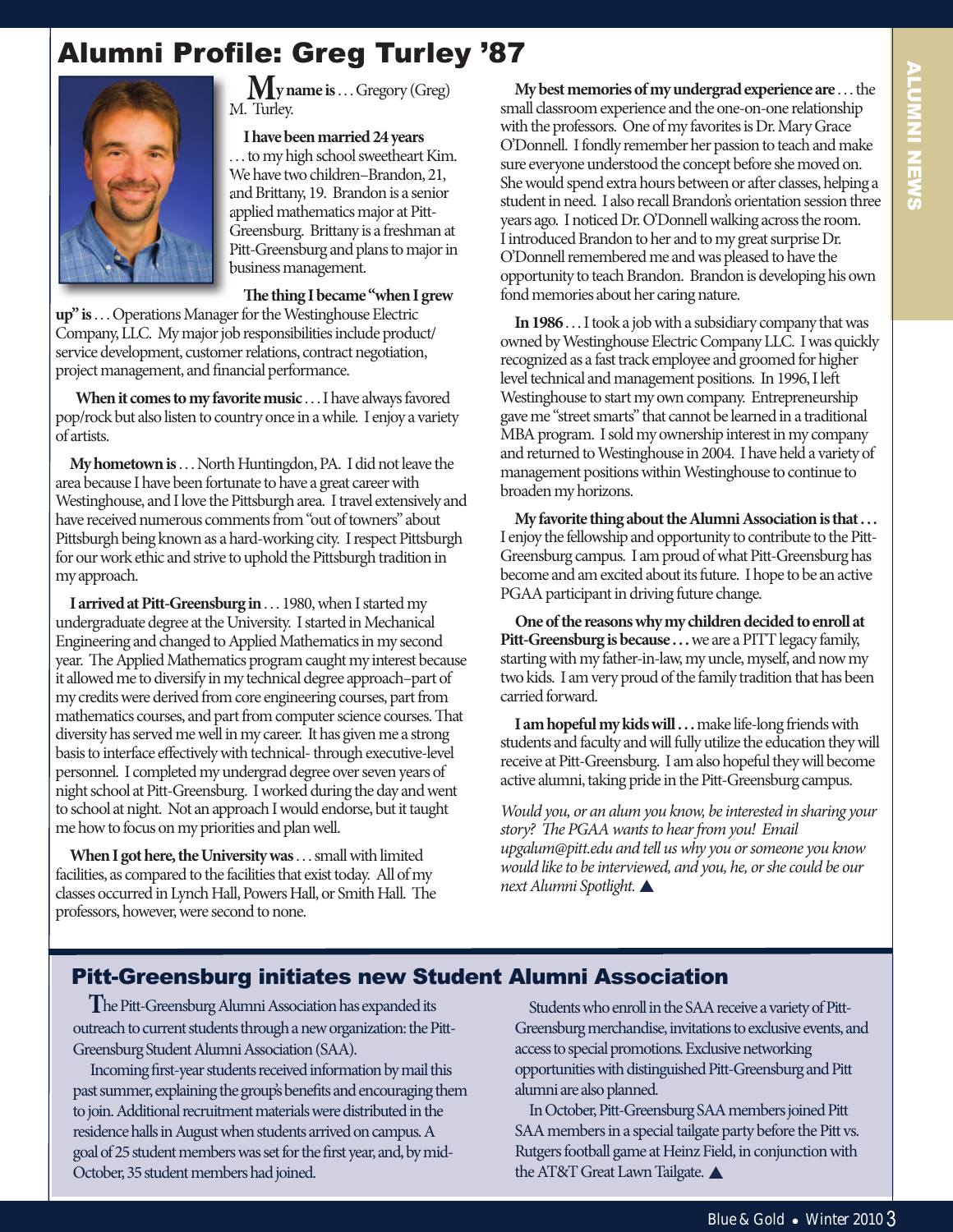# Alumni Profile: Greg Turley '87

**My name is** . . . Gregory (Greg) M. Turley.

**I have been married 24 years** . . . to my high school sweetheart Kim. We have two children–Brandon, 21, and Brittany, 19. Brandon is a senior applied mathematics major at Pitt-Greensburg. Brittany is a freshman at Pitt-Greensburg and plans to major in business management.

**The thing I became "when I grew up" is** . . . Operations Manager for the Westinghouse Electric Company, LLC. My major job responsibilities include product/service development, customer relations, contract negotiation, project management, and financial performance.

**When it comes to my favorite music** . . . I have always favored pop/rock but also listen to country once in a while. I enjoy a variety of artists.

**My hometown is** . . . North Huntingdon, PA. I did not leave the area because I have been fortunate to have a great career with Westinghouse, and I love the Pittsburgh area. I travel extensively and have received numerous comments from "out of towners" about Pittsburgh being known as a hard-working city. I respect Pittsburgh for our work ethic and strive to uphold the Pittsburgh tradition in my approach.

**I arrived at Pitt-Greensburg in** . . . 1980, when I started my undergraduate degree at the University. I started in Mechanical Engineering and changed to Applied Mathematics in my second year. The Applied Mathematics program caught my interest because it allowed me to diversify in my technical degree approach–part of my credits were derived from core engineering courses, part from mathematics courses, and part from computer science courses. That diversity has served me well in my career. It has given me a strong basis to interface effectively with technical- through executive-level personnel. I completed my undergrad degree over seven years of night school at Pitt-Greensburg. I worked during the day and went to school at night. Not an approach I would endorse, but it taught me how to focus on my priorities and plan well.

**When I got here, the University was** . . . small with limited facilities, as compared to the facilities that exist today. All of my classes occurred in Lynch Hall, Powers Hall, or Smith Hall. The professors, however, were second to none.

**My best memories of my undergrad experience are** . . . the small classroom experience and the one-on-one relationship with the professors. One of my favorites is Dr. Mary Grace O'Donnell. I fondly remember her passion to teach and make sure everyone understood the concept before she moved on. She would spend extra hours between or after classes, helping a student in need. I also recall Brandon's orientation session three years ago. I noticed Dr. O'Donnell walking across the room. I introduced Brandon to her and to my great surprise Dr. O'Donnell remembered me and was pleased to have the opportunity to teach Brandon. Brandon is developing his own fond memories about her caring nature.

**In 1986** . . . I took a job with a subsidiary company that was owned by Westinghouse Electric Company LLC. I was quickly recognized as a fast track employee and groomed for higher level technical and management positions. In 1996, I left Westinghouse to start my own company. Entrepreneurship gave me "street smarts" that cannot be learned in a traditional MBA program. I sold my ownership interest in my company and returned to Westinghouse in 2004. I have held a variety of management positions within Westinghouse to continue to broaden my horizons.

**My favorite thing about the Alumni Association is that . . .** I enjoy the fellowship and opportunity to contribute to the Pitt-Greensburg campus. I am proud of what Pitt-Greensburg has become and am excited about its future. I hope to be an active PGAA participant in driving future change.

**One of the reasons why my children decided to enroll at Pitt-Greensburg is because . . .** we are a PITT legacy family, starting with my father-in-law, my uncle, myself, and now my two kids. I am very proud of the family tradition that has been carried forward.

**I am hopeful my kids will . . .** make life-long friends with students and faculty and will fully utilize the education they will receive at Pitt-Greensburg. I am also hopeful they will become active alumni, taking pride in the Pitt-Greensburg campus.

*Would you, or an alum you know, be interested in sharing your story? The PGAA wants to hear from you! Email upgalum@pitt.edu and tell us why you or someone you know would like to be interviewed, and you, he, or she could be our next Alumni Spotlight.* ▲

## Pitt-Greensburg initiates new Student Alumni Association

The Pitt-Greensburg Alumni Association has expanded its outreach to current students through a new organization: the Pitt-Greensburg Student Alumni Association (SAA).

Incoming first-year students received information by mail this past summer, explaining the group's benefits and encouraging them to join. Additional recruitment materials were distributed in the residence halls in August when students arrived on campus. A goal of 25 student members was set for the first year, and, by mid-October, 35 student members had joined.

Students who enroll in the SAA receive a variety of Pitt-Greensburg merchandise, invitations to exclusive events, and access to special promotions. Exclusive networking opportunities with distinguished Pitt-Greensburg and Pitt alumni are also planned.

In October, Pitt-Greensburg SAA members joined Pitt SAA members in a special tailgate party before the Pitt vs. Rutgers football game at Heinz Field, in conjunction with the AT&T Great Lawn Tailgate. ▲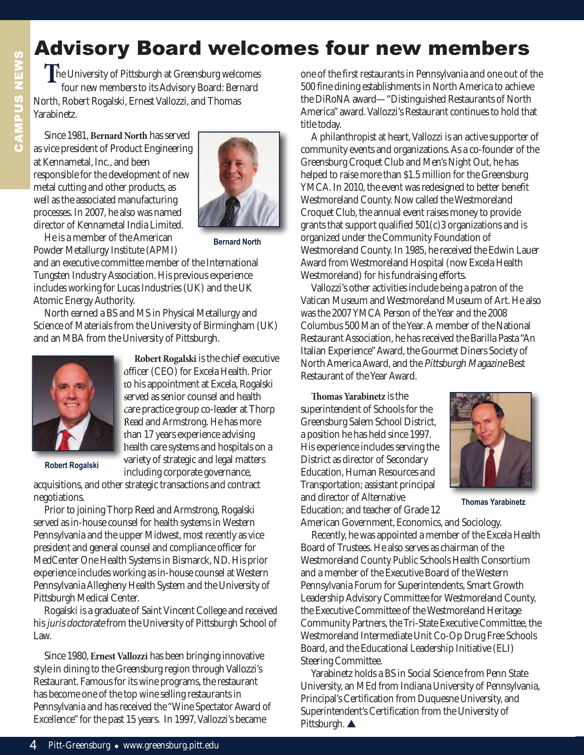# Advisory Board welcomes four new members

The University of Pittsburgh at Greensburg welcomes four new members to its Advisory Board: Bernard North, Robert Rogalski, Ernest Vallozzi, and Thomas Yarabinetz.

Since 1981, **Bernard North** has served as vice president of Product Engineering at Kennametal, Inc., and been responsible for the development of new metal cutting and other products, as well as the associated manufacturing processes. In 2007, he also was named director of Kennametal India Limited.

Bernard North

He is a member of the American Powder Metallurgy Institute (APMI) and an executive committee member of the International Tungsten Industry Association. His previous experience includes working for Lucas Industries (UK) and the UK Atomic Energy Authority.

North earned a BS and MS in Physical Metallurgy and Science of Materials from the University of Birmingham (UK) and an MBA from the University of Pittsburgh.

Robert Rogalski

**Robert Rogalski** is the chief executive officer (CEO) for Excela Health. Prior to his appointment at Excela, Rogalski served as senior counsel and health care practice group co-leader at Thorp Reed and Armstrong. He has more than 17 years experience advising health care systems and hospitals on a variety of strategic and legal matters including corporate governance, acquisitions, and other strategic transactions and contract negotiations.

Prior to joining Thorp Reed and Armstrong, Rogalski served as in-house counsel for health systems in Western Pennsylvania and the upper Midwest, most recently as vice president and general counsel and compliance officer for MedCenter One Health Systems in Bismarck, ND. His prior experience includes working as in-house counsel at Western Pennsylvania Allegheny Health System and the University of Pittsburgh Medical Center.

Rogalski is a graduate of Saint Vincent College and received his *juris doctorate* from the University of Pittsburgh School of Law.

Since 1980, **Ernest Vallozzi** has been bringing innovative style in dining to the Greensburg region through Vallozzi's Restaurant. Famous for its wine programs, the restaurant has become one of the top wine selling restaurants in Pennsylvania and has received the "Wine Spectator Award of Excellence" for the past 15 years. In 1997, Vallozzi's became one of the first restaurants in Pennsylvania and one out of the 500 fine dining establishments in North America to achieve the DiRoNA award—"Distinguished Restaurants of North America" award. Vallozzi's Restaurant continues to hold that title today.

A philanthropist at heart, Vallozzi is an active supporter of community events and organizations. As a co-founder of the Greensburg Croquet Club and Men's Night Out, he has helped to raise more than $1.5 million for the Greensburg YMCA. In 2010, the event was redesigned to better benefit Westmoreland County. Now called the Westmoreland Croquet Club, the annual event raises money to provide grants that support qualified 501(c)3 organizations and is organized under the Community Foundation of Westmoreland County. In 1985, he received the Edwin Lauer Award from Westmoreland Hospital (now Excela Health Westmoreland) for his fundraising efforts.

Vallozzi's other activities include being a patron of the Vatican Museum and Westmoreland Museum of Art. He also was the 2007 YMCA Person of the Year and the 2008 Columbus 500 Man of the Year. A member of the National Restaurant Association, he has received the Barilla Pasta "An Italian Experience" Award, the Gourmet Diners Society of North America Award, and the *Pittsburgh Magazine* Best Restaurant of the Year Award.

**Thomas Yarabinetz** is the superintendent of Schools for the Greensburg Salem School District, a position he has held since 1997. His experience includes serving the District as director of Secondary Education, Human Resources and Transportation; assistant principal and director of Alternative Education; and teacher of Grade 12 American Government, Economics, and Sociology.

Thomas Yarabinetz

Recently, he was appointed a member of the Excela Health Board of Trustees. He also serves as chairman of the Westmoreland County Public Schools Health Consortium and a member of the Executive Board of the Western Pennsylvania Forum for Superintendents, Smart Growth Leadership Advisory Committee for Westmoreland County, the Executive Committee of the Westmoreland Heritage Community Partners, the Tri-State Executive Committee, the Westmoreland Intermediate Unit Co-Op Drug Free Schools Board, and the Educational Leadership Initiative (ELI) Steering Committee.

Yarabinetz holds a BS in Social Science from Penn State University, an MEd from Indiana University of Pennsylvania, Principal's Certification from Duquesne University, and Superintendent's Certification from the University of Pittsburgh. ▲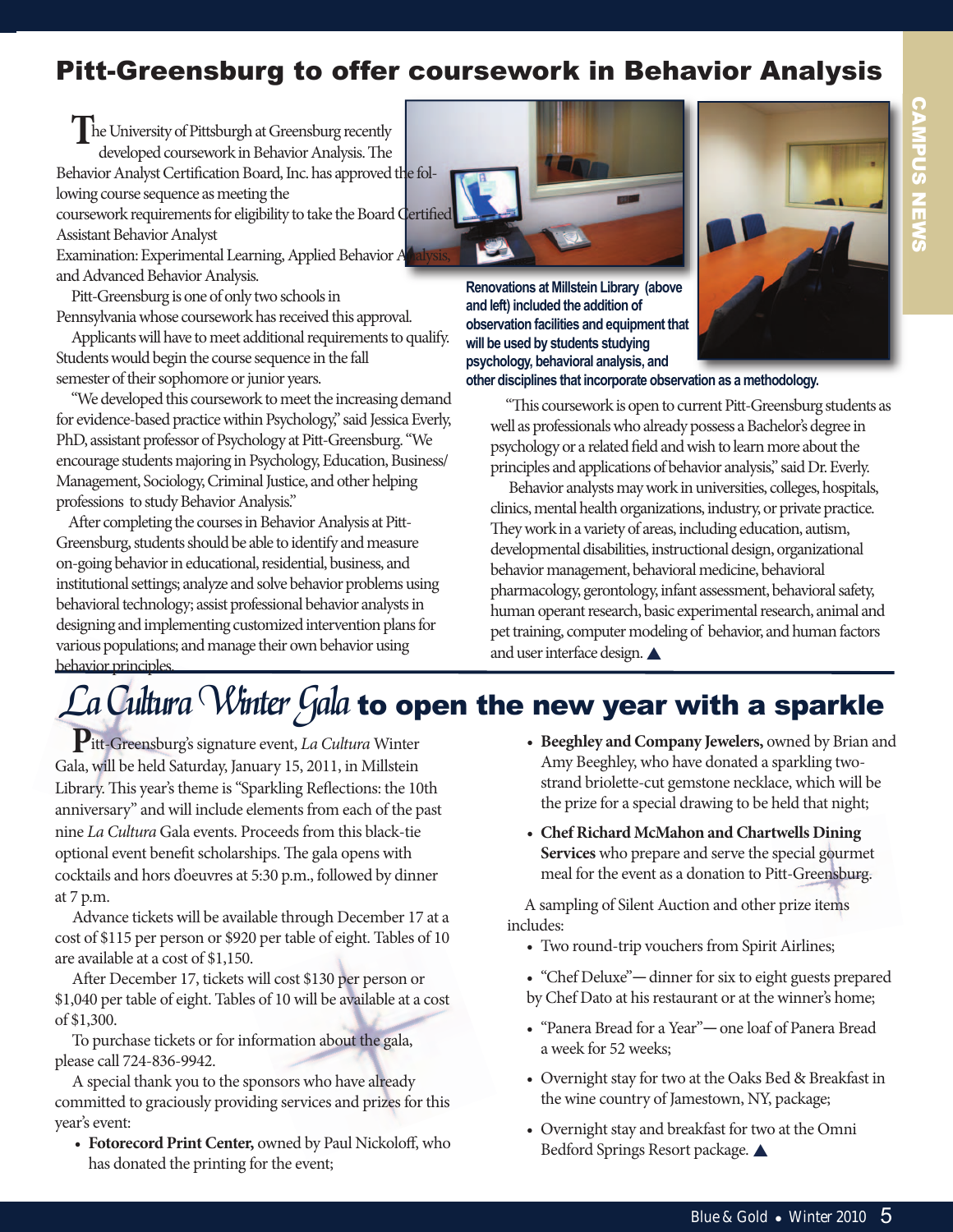## Pitt-Greensburg to offer coursework in Behavior Analysis

The University of Pittsburgh at Greensburg recently developed coursework in Behavior Analysis. The Behavior Analyst Certification Board, Inc. has approved the following course sequence as meeting the coursework requirements for eligibility to take the Board Certified Assistant Behavior Analyst Examination: Experimental Learning, Applied Behavior Analysis, and Advanced Behavior Analysis.

Pitt-Greensburg is one of only two schools in Pennsylvania whose coursework has received this approval.

Applicants will have to meet additional requirements to qualify. Students would begin the course sequence in the fall semester of their sophomore or junior years.

"We developed this coursework to meet the increasing demand for evidence-based practice within Psychology," said Jessica Everly, PhD, assistant professor of Psychology at Pitt-Greensburg. "We encourage students majoring in Psychology, Education, Business/Management, Sociology, Criminal Justice, and other helping professions to study Behavior Analysis."

After completing the courses in Behavior Analysis at Pitt-Greensburg, students should be able to identify and measure on-going behavior in educational, residential, business, and institutional settings; analyze and solve behavior problems using behavioral technology; assist professional behavior analysts in designing and implementing customized intervention plans for various populations; and manage their own behavior using behavior principles.

Renovations at Millstein Library (above and left) included the addition of observation facilities and equipment that will be used by students studying psychology, behavioral analysis, and other disciplines that incorporate observation as a methodology.

"This coursework is open to current Pitt-Greensburg students as well as professionals who already possess a Bachelor's degree in psychology or a related field and wish to learn more about the principles and applications of behavior analysis," said Dr. Everly.

Behavior analysts may work in universities, colleges, hospitals, clinics, mental health organizations, industry, or private practice. They work in a variety of areas, including education, autism, developmental disabilities, instructional design, organizational behavior management, behavioral medicine, behavioral pharmacology, gerontology, infant assessment, behavioral safety, human operant research, basic experimental research, animal and pet training, computer modeling of behavior, and human factors and user interface design. ▲

## *La Cultura Winter Gala* to open the new year with a sparkle

Pitt-Greensburg's signature event, *La Cultura* Winter Gala, will be held Saturday, January 15, 2011, in Millstein Library. This year's theme is "Sparkling Reflections: the 10th anniversary" and will include elements from each of the past nine *La Cultura* Gala events. Proceeds from this black-tie optional event benefit scholarships. The gala opens with cocktails and hors d'oeuvres at 5:30 p.m., followed by dinner at 7 p.m.

Advance tickets will be available through December 17 at a cost of $115 per person or $920 per table of eight. Tables of 10 are available at a cost of $1,150.

After December 17, tickets will cost $130 per person or $1,040 per table of eight. Tables of 10 will be available at a cost of $1,300.

To purchase tickets or for information about the gala, please call 724-836-9942.

A special thank you to the sponsors who have already committed to graciously providing services and prizes for this year's event:

- **Fotorecord Print Center,** owned by Paul Nickoloff, who has donated the printing for the event;
- **Beeghley and Company Jewelers,** owned by Brian and Amy Beeghley, who have donated a sparkling two-strand briolette-cut gemstone necklace, which will be the prize for a special drawing to be held that night;
- **Chef Richard McMahon and Chartwells Dining Services** who prepare and serve the special gourmet meal for the event as a donation to Pitt-Greensburg.

A sampling of Silent Auction and other prize items includes:

- Two round-trip vouchers from Spirit Airlines;
- "Chef Deluxe"— dinner for six to eight guests prepared by Chef Dato at his restaurant or at the winner's home;
- "Panera Bread for a Year"— one loaf of Panera Bread a week for 52 weeks;
- Overnight stay for two at the Oaks Bed & Breakfast in the wine country of Jamestown, NY, package;
- Overnight stay and breakfast for two at the Omni Bedford Springs Resort package. ▲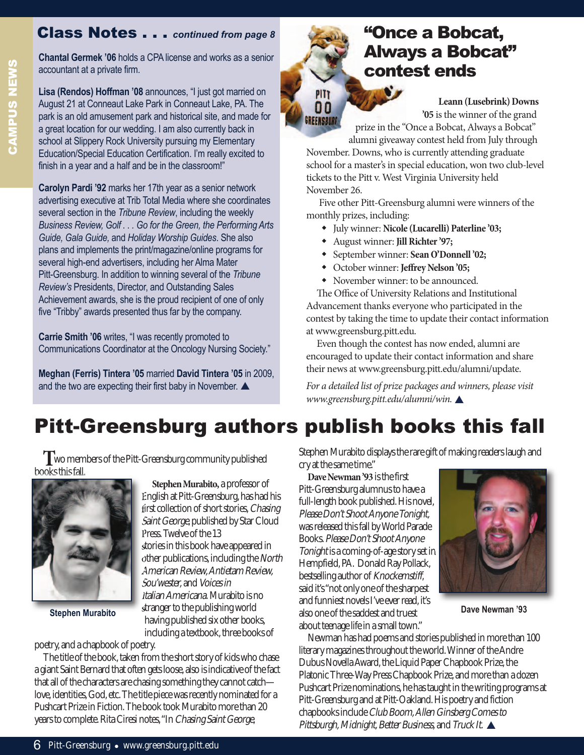## Class Notes . . . *continued from page 8*

**Chantal Germek '06** holds a CPA license and works as a senior accountant at a private firm.

**Lisa (Rendos) Hoffman '08** announces, "I just got married on August 21 at Conneaut Lake Park in Conneaut Lake, PA. The park is an old amusement park and historical site, and made for a great location for our wedding. I am also currently back in school at Slippery Rock University pursuing my Elementary Education/Special Education Certification. I'm really excited to finish in a year and a half and be in the classroom!"

**Carolyn Pardi '92** marks her 17th year as a senior network advertising executive at Trib Total Media where she coordinates several section in the *Tribune Review*, including the weekly *Business Review, Golf . . . Go for the Green, the Performing Arts Guide, Gala Guide,* and *Holiday Worship Guides*. She also plans and implements the print/magazine/online programs for several high-end advertisers, including her Alma Mater Pitt-Greensburg. In addition to winning several of the *Tribune Review's* Presidents, Director, and Outstanding Sales Achievement awards, she is the proud recipient of one of only five "Tribby" awards presented thus far by the company.

**Carrie Smith '06** writes, "I was recently promoted to Communications Coordinator at the Oncology Nursing Society."

**Meghan (Ferris) Tintera '05** married **David Tintera '05** in 2009, and the two are expecting their first baby in November. ▲

## "Once a Bobcat, Always a Bobcat" contest ends

**Leann (Lusebrink) Downs '05** is the winner of the grand prize in the "Once a Bobcat, Always a Bobcat" alumni giveaway contest held from July through November. Downs, who is currently attending graduate school for a master's in special education, won two club-level tickets to the Pitt v. West Virginia University held November 26.

Five other Pitt-Greensburg alumni were winners of the monthly prizes, including:

- July winner: **Nicole (Lucarelli) Paterline '03;**
- August winner: **Jill Richter '97;**
- September winner: **Sean O'Donnell '02;**
- October winner: **Jeffrey Nelson '05;**
- November winner: to be announced.

The Office of University Relations and Institutional Advancement thanks everyone who participated in the contest by taking the time to update their contact information at www.greensburg.pitt.edu.

Even though the contest has now ended, alumni are encouraged to update their contact information and share their news at www.greensburg.pitt.edu/alumni/update.

*For a detailed list of prize packages and winners, please visit www.greensburg.pitt.edu/alumni/win.* ▲

# Pitt-Greensburg authors publish books this fall

Two members of the Pitt-Greensburg community published books this fall.

Stephen Murabito

**Stephen Murabito,** a professor of English at Pitt-Greensburg, has had his first collection of short stories, *Chasing Saint George*, published by Star Cloud Press. Twelve of the 13 stories in this book have appeared in other publications, including the *North American Review, Antietam Review, Sou'wester,* and *Voices in Italian Americana*. Murabito is no stranger to the publishing world having published six other books, including a textbook, three books of poetry, and a chapbook of poetry.

The title of the book, taken from the short story of kids who chase a giant Saint Bernard that often gets loose, also is indicative of the fact that all of the characters are chasing something they cannot catch—love, identities, God, etc. The title piece was recently nominated for a Pushcart Prize in Fiction. The book took Murabito more than 20 years to complete. Rita Ciresi notes, "In *Chasing Saint George*, Stephen Murabito displays the rare gift of making readers laugh and cry at the same time."

**Dave Newman '93** is the first Pitt-Greensburg alumnus to have a full-length book published. His novel, *Please Don't Shoot Anyone Tonight*, was released this fall by World Parade Books. *Please Don't Shoot Anyone Tonight* is a coming-of-age story set in Hempfield, PA. Donald Ray Pollack, bestselling author of *Knockemstiff*, said it's "not only one of the sharpest and funniest novels I've ever read, it's also one of the saddest and truest about teenage life in a small town."

Dave Newman '93

Newman has had poems and stories published in more than 100 literary magazines throughout the world. Winner of the Andre Dubus Novella Award, the Liquid Paper Chapbook Prize, the Platonic Three-Way Press Chapbook Prize, and more than a dozen Pushcart Prize nominations, he has taught in the writing programs at Pitt-Greensburg and at Pitt-Oakland. His poetry and fiction chapbooks include *Club Boom, Allen Ginsberg Comes to Pittsburgh, Midnight, Better Business,* and *Truck It.* ▲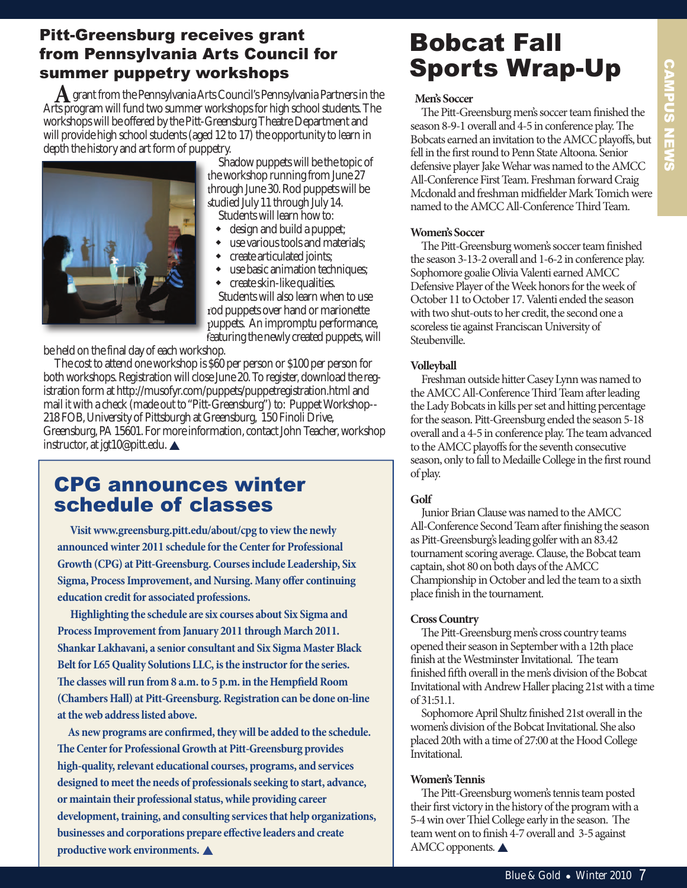## Pitt-Greensburg receives grant from Pennsylvania Arts Council for summer puppetry workshops

A grant from the Pennsylvania Arts Council's Pennsylvania Partners in the Arts program will fund two summer workshops for high school students. The workshops will be offered by the Pitt-Greensburg Theatre Department and will provide high school students (aged 12 to 17) the opportunity to learn in depth the history and art form of puppetry.

Shadow puppets will be the topic of the workshop running from June 27 through June 30. Rod puppets will be studied July 11 through July 14.

Students will learn how to:

- design and build a puppet;
- use various tools and materials;
- create articulated joints;
- use basic animation techniques;
- create skin-like qualities.

Students will also learn when to use rod puppets over hand or marionette puppets. An impromptu performance, featuring the newly created puppets, will be held on the final day of each workshop.

The cost to attend one workshop is $60 per person or $100 per person for both workshops. Registration will close June 20. To register, download the registration form at http://musofyr.com/puppets/puppetregistration.html and mail it with a check (made out to "Pitt-Greensburg") to: Puppet Workshop--218 FOB, University of Pittsburgh at Greensburg, 150 Finoli Drive, Greensburg, PA 15601. For more information, contact John Teacher, workshop instructor, at jgt10@pitt.edu. ▲

## CPG announces winter schedule of classes

**Visit www.greensburg.pitt.edu/about/cpg to view the newly announced winter 2011 schedule for the Center for Professional Growth (CPG) at Pitt-Greensburg. Courses include Leadership, Six Sigma, Process Improvement, and Nursing. Many offer continuing education credit for associated professions.**

**Highlighting the schedule are six courses about Six Sigma and Process Improvement from January 2011 through March 2011. Shankar Lakhavani, a senior consultant and Six Sigma Master Black Belt for L65 Quality Solutions LLC, is the instructor for the series. The classes will run from 8 a.m. to 5 p.m. in the Hempfield Room (Chambers Hall) at Pitt-Greensburg. Registration can be done on-line at the web address listed above.**

**As new programs are confirmed, they will be added to the schedule. The Center for Professional Growth at Pitt-Greensburg provides high-quality, relevant educational courses, programs, and services designed to meet the needs of professionals seeking to start, advance, or maintain their professional status, while providing career development, training, and consulting services that help organizations, businesses and corporations prepare effective leaders and create productive work environments.** ▲

# Bobcat Fall Sports Wrap-Up

### Men's Soccer

The Pitt-Greensburg men's soccer team finished the season 8-9-1 overall and 4-5 in conference play. The Bobcats earned an invitation to the AMCC playoffs, but fell in the first round to Penn State Altoona. Senior defensive player Jake Wehar was named to the AMCC All-Conference First Team. Freshman forward Craig Mcdonald and freshman midfielder Mark Tomich were named to the AMCC All-Conference Third Team.

### Women's Soccer

The Pitt-Greensburg women's soccer team finished the season 3-13-2 overall and 1-6-2 in conference play. Sophomore goalie Olivia Valenti earned AMCC Defensive Player of the Week honors for the week of October 11 to October 17. Valenti ended the season with two shut-outs to her credit, the second one a scoreless tie against Franciscan University of Steubenville.

### Volleyball

Freshman outside hitter Casey Lynn was named to the AMCC All-Conference Third Team after leading the Lady Bobcats in kills per set and hitting percentage for the season. Pitt-Greensburg ended the season 5-18 overall and a 4-5 in conference play. The team advanced to the AMCC playoffs for the seventh consecutive season, only to fall to Medaille College in the first round of play.

### Golf

Junior Brian Clause was named to the AMCC All-Conference Second Team after finishing the season as Pitt-Greensburg's leading golfer with an 83.42 tournament scoring average. Clause, the Bobcat team captain, shot 80 on both days of the AMCC Championship in October and led the team to a sixth place finish in the tournament.

### Cross Country

The Pitt-Greensburg men's cross country teams opened their season in September with a 12th place finish at the Westminster Invitational. The team finished fifth overall in the men's division of the Bobcat Invitational with Andrew Haller placing 21st with a time of 31:51.1.

Sophomore April Shultz finished 21st overall in the women's division of the Bobcat Invitational. She also placed 20th with a time of 27:00 at the Hood College Invitational.

### Women's Tennis

The Pitt-Greensburg women's tennis team posted their first victory in the history of the program with a 5-4 win over Thiel College early in the season. The team went on to finish 4-7 overall and 3-5 against AMCC opponents. ▲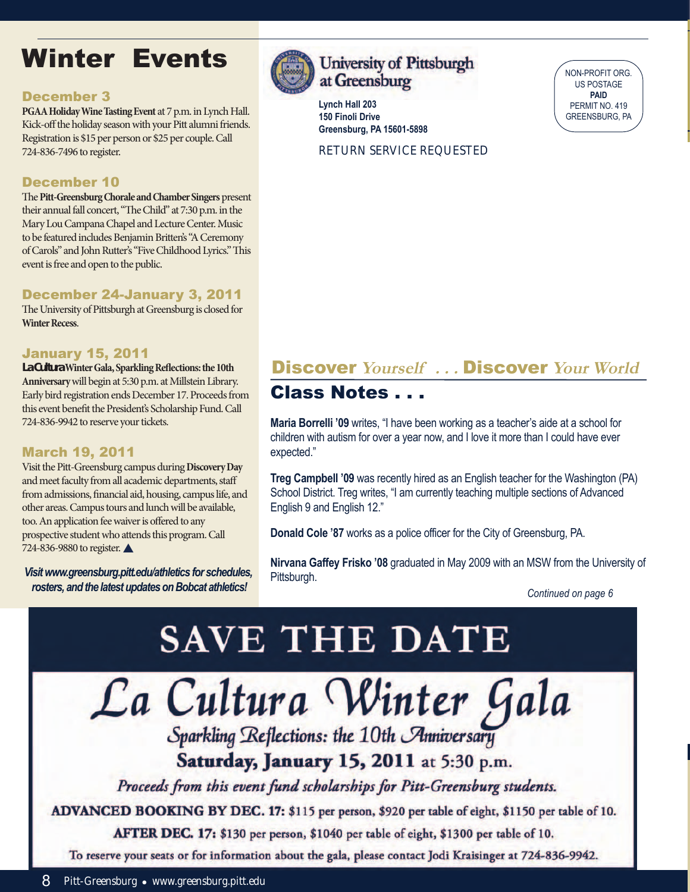# Winter Events

### December 3

**PGAA Holiday Wine Tasting Event** at 7 p.m. in Lynch Hall. Kick-off the holiday season with your Pitt alumni friends. Registration is $15 per person or $25 per couple. Call 724-836-7496 to register.

### December 10

The **Pitt-Greensburg Chorale and Chamber Singers** present their annual fall concert, "The Child" at 7:30 p.m. in the Mary Lou Campana Chapel and Lecture Center. Music to be featured includes Benjamin Britten's "A Ceremony of Carols" and John Rutter's "Five Childhood Lyrics." This event is free and open to the public.

### December 24-January 3, 2011

The University of Pittsburgh at Greensburg is closed for **Winter Recess**.

### January 15, 2011

**La Cultura Winter Gala, Sparkling Reflections: the 10th Anniversary** will begin at 5:30 p.m. at Millstein Library. Early bird registration ends December 17. Proceeds from this event benefit the President's Scholarship Fund. Call 724-836-9942 to reserve your tickets.

### March 19, 2011

Visit the Pitt-Greensburg campus during **Discovery Day** and meet faculty from all academic departments, staff from admissions, financial aid, housing, campus life, and other areas. Campus tours and lunch will be available, too. An application fee waiver is offered to any prospective student who attends this program. Call 724-836-9880 to register. ▲

***Visit www.greensburg.pitt.edu/athletics for schedules, rosters, and the latest updates on Bobcat athletics!***

University of Pittsburgh at Greensburg
**Lynch Hall 203**
**150 Finoli Drive**
**Greensburg, PA 15601-5898**

RETURN SERVICE REQUESTED

NON-PROFIT ORG.
US POSTAGE
**PAID**
PERMIT NO. 419
GREENSBURG, PA

## Discover *Yourself* . . . Discover *Your World*

## Class Notes . . .

**Maria Borrelli '09** writes, "I have been working as a teacher's aide at a school for children with autism for over a year now, and I love it more than I could have ever expected."

**Treg Campbell '09** was recently hired as an English teacher for the Washington (PA) School District. Treg writes, "I am currently teaching multiple sections of Advanced English 9 and English 12."

**Donald Cole '87** works as a police officer for the City of Greensburg, PA.

**Nirvana Gaffey Frisko '08** graduated in May 2009 with an MSW from the University of Pittsburgh.

*Continued on page 6*

# SAVE THE DATE

## La Cultura Winter Gala

*Sparkling Reflections: the 10th Anniversary*

**Saturday, January 15, 2011** at 5:30 p.m.

*Proceeds from this event fund scholarships for Pitt-Greensburg students.*

**ADVANCED BOOKING BY DEC. 17:** $115 per person, $920 per table of eight, $1150 per table of 10.

**AFTER DEC. 17:** $130 per person, $1040 per table of eight, $1300 per table of 10.

To reserve your seats or for information about the gala, please contact Jodi Kraisinger at 724-836-9942.